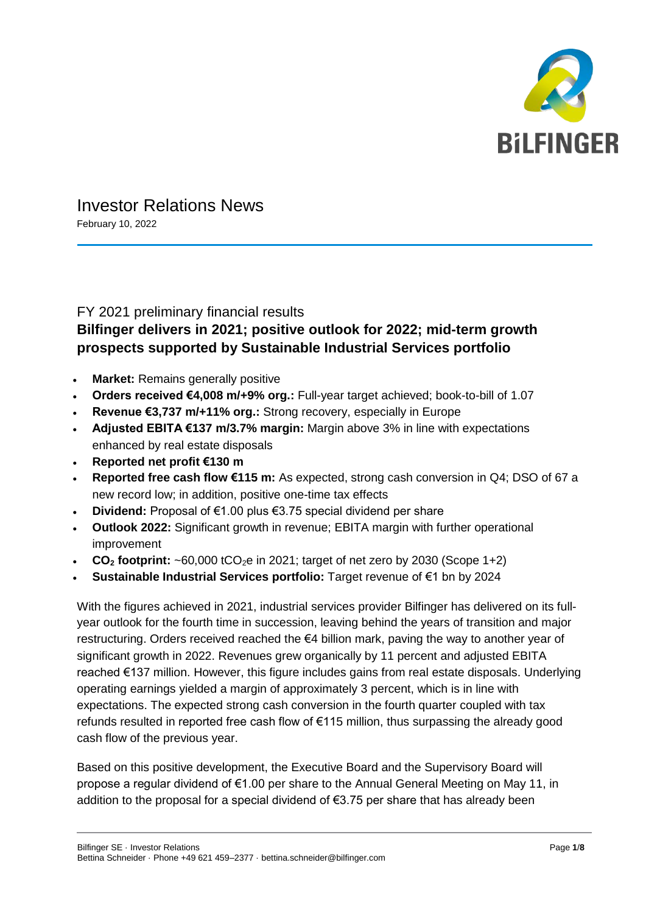# Investor Relations News

February 10, 2022

## FY 2021 preliminary financial results

### Bilfinger delivers in 2021; positive outlook for 2022; mid-term growth prospects supported by Sustainable Industrial Services portfolio

- **Market:** Remains generally positive
- **Orders received €4,008 m/+9% org.:** Full-year target achieved; book-to-bill of 1.07
- **Revenue €3,737 m/+11% org.:** Strong recovery, especially in Europe
- **Adjusted EBITA €137 m/3.7% margin:** Margin above 3% in line with expectations enhanced by real estate disposals
- **Reported net profit €130 m**
- **Reported free cash flow €115 m:** As expected, strong cash conversion in Q4; DSO of 67 a new record low; in addition, positive one-time tax effects
- **Dividend:** Proposal of €1.00 plus €3.75 special dividend per share
- **Outlook 2022:** Significant growth in revenue; EBITA margin with further operational improvement
- **$CO_2$ footprint:** ~60,000 $tCO_2e$ in 2021; target of net zero by 2030 (Scope 1+2)
- **Sustainable Industrial Services portfolio:** Target revenue of €1 bn by 2024

With the figures achieved in 2021, industrial services provider Bilfinger has delivered on its full-year outlook for the fourth time in succession, leaving behind the years of transition and major restructuring. Orders received reached the €4 billion mark, paving the way to another year of significant growth in 2022. Revenues grew organically by 11 percent and adjusted EBITA reached €137 million. However, this figure includes gains from real estate disposals. Underlying operating earnings yielded a margin of approximately 3 percent, which is in line with expectations. The expected strong cash conversion in the fourth quarter coupled with tax refunds resulted in reported free cash flow of €115 million, thus surpassing the already good cash flow of the previous year.

Based on this positive development, the Executive Board and the Supervisory Board will propose a regular dividend of €1.00 per share to the Annual General Meeting on May 11, in addition to the proposal for a special dividend of €3.75 per share that has already been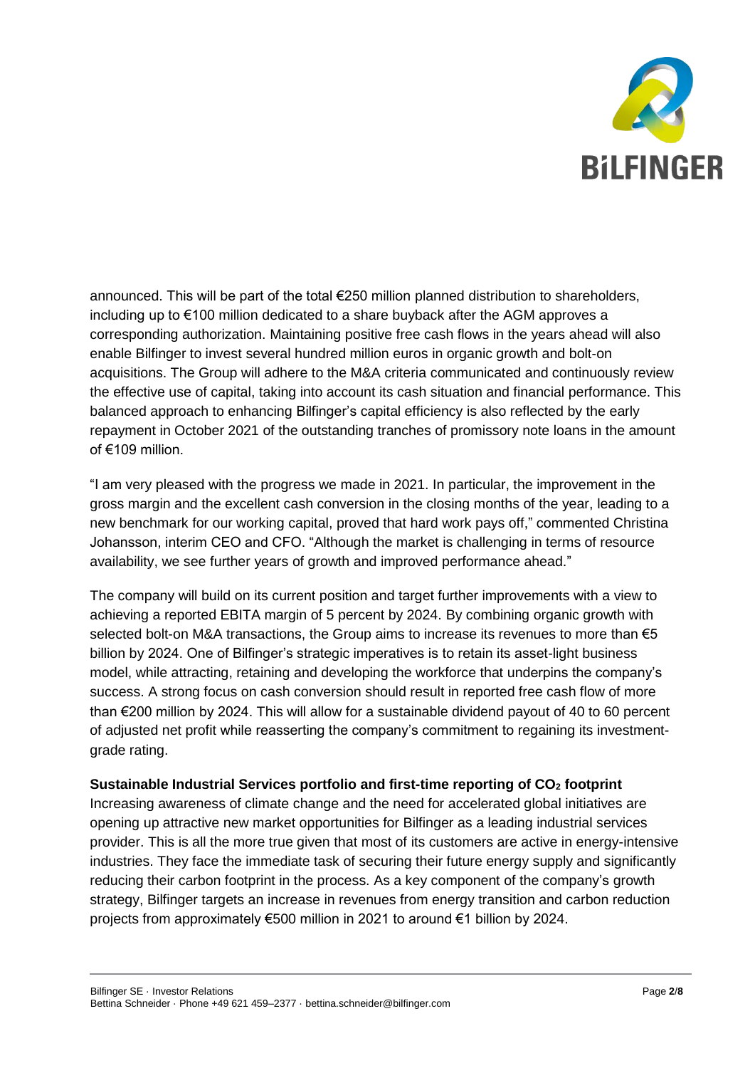announced. This will be part of the total €250 million planned distribution to shareholders, including up to €100 million dedicated to a share buyback after the AGM approves a corresponding authorization. Maintaining positive free cash flows in the years ahead will also enable Bilfinger to invest several hundred million euros in organic growth and bolt-on acquisitions. The Group will adhere to the M&A criteria communicated and continuously review the effective use of capital, taking into account its cash situation and financial performance. This balanced approach to enhancing Bilfinger's capital efficiency is also reflected by the early repayment in October 2021 of the outstanding tranches of promissory note loans in the amount of €109 million.

"I am very pleased with the progress we made in 2021. In particular, the improvement in the gross margin and the excellent cash conversion in the closing months of the year, leading to a new benchmark for our working capital, proved that hard work pays off," commented Christina Johansson, interim CEO and CFO. "Although the market is challenging in terms of resource availability, we see further years of growth and improved performance ahead."

The company will build on its current position and target further improvements with a view to achieving a reported EBITA margin of 5 percent by 2024. By combining organic growth with selected bolt-on M&A transactions, the Group aims to increase its revenues to more than €5 billion by 2024. One of Bilfinger's strategic imperatives is to retain its asset-light business model, while attracting, retaining and developing the workforce that underpins the company's success. A strong focus on cash conversion should result in reported free cash flow of more than €200 million by 2024. This will allow for a sustainable dividend payout of 40 to 60 percent of adjusted net profit while reasserting the company's commitment to regaining its investment-grade rating.

**Sustainable Industrial Services portfolio and first-time reporting of $CO_2$ footprint**

Increasing awareness of climate change and the need for accelerated global initiatives are opening up attractive new market opportunities for Bilfinger as a leading industrial services provider. This is all the more true given that most of its customers are active in energy-intensive industries. They face the immediate task of securing their future energy supply and significantly reducing their carbon footprint in the process. As a key component of the company's growth strategy, Bilfinger targets an increase in revenues from energy transition and carbon reduction projects from approximately €500 million in 2021 to around €1 billion by 2024.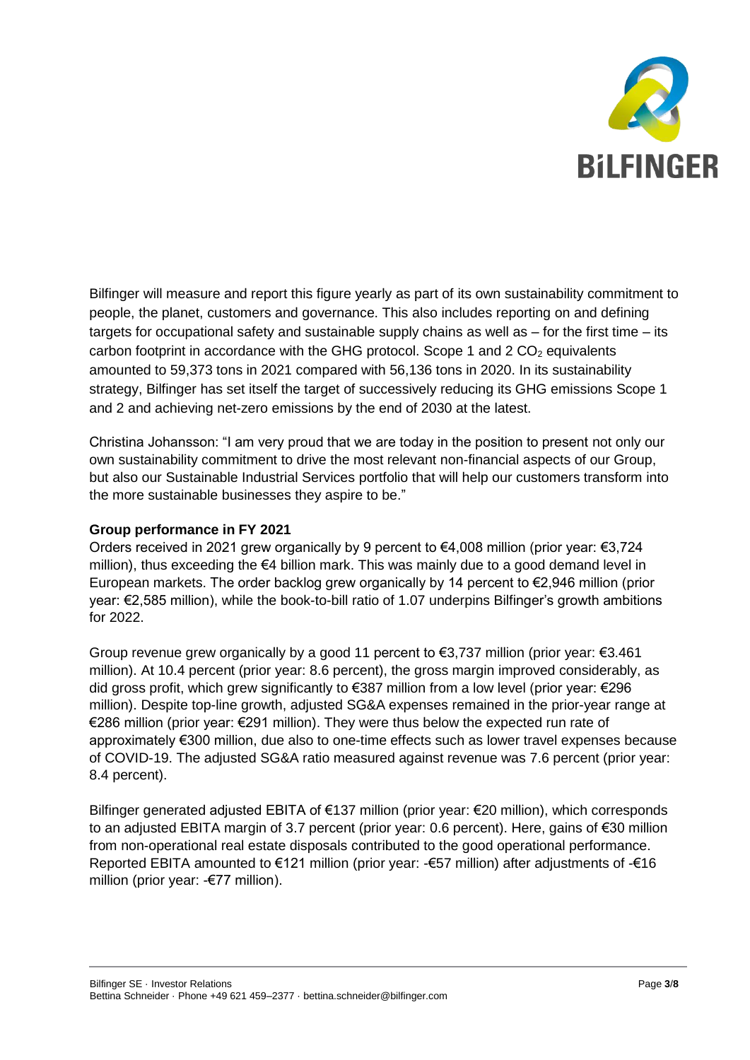Bilfinger will measure and report this figure yearly as part of its own sustainability commitment to people, the planet, customers and governance. This also includes reporting on and defining targets for occupational safety and sustainable supply chains as well as – for the first time – its carbon footprint in accordance with the GHG protocol. Scope 1 and 2 $CO_2$ equivalents amounted to 59,373 tons in 2021 compared with 56,136 tons in 2020. In its sustainability strategy, Bilfinger has set itself the target of successively reducing its GHG emissions Scope 1 and 2 and achieving net-zero emissions by the end of 2030 at the latest.

Christina Johansson: "I am very proud that we are today in the position to present not only our own sustainability commitment to drive the most relevant non-financial aspects of our Group, but also our Sustainable Industrial Services portfolio that will help our customers transform into the more sustainable businesses they aspire to be."

**Group performance in FY 2021**

Orders received in 2021 grew organically by 9 percent to €4,008 million (prior year: €3,724 million), thus exceeding the €4 billion mark. This was mainly due to a good demand level in European markets. The order backlog grew organically by 14 percent to €2,946 million (prior year: €2,585 million), while the book-to-bill ratio of 1.07 underpins Bilfinger's growth ambitions for 2022.

Group revenue grew organically by a good 11 percent to €3,737 million (prior year: €3.461 million). At 10.4 percent (prior year: 8.6 percent), the gross margin improved considerably, as did gross profit, which grew significantly to €387 million from a low level (prior year: €296 million). Despite top-line growth, adjusted SG&A expenses remained in the prior-year range at €286 million (prior year: €291 million). They were thus below the expected run rate of approximately €300 million, due also to one-time effects such as lower travel expenses because of COVID-19. The adjusted SG&A ratio measured against revenue was 7.6 percent (prior year: 8.4 percent).

Bilfinger generated adjusted EBITA of €137 million (prior year: €20 million), which corresponds to an adjusted EBITA margin of 3.7 percent (prior year: 0.6 percent). Here, gains of €30 million from non-operational real estate disposals contributed to the good operational performance. Reported EBITA amounted to €121 million (prior year: -€57 million) after adjustments of -€16 million (prior year: -€77 million).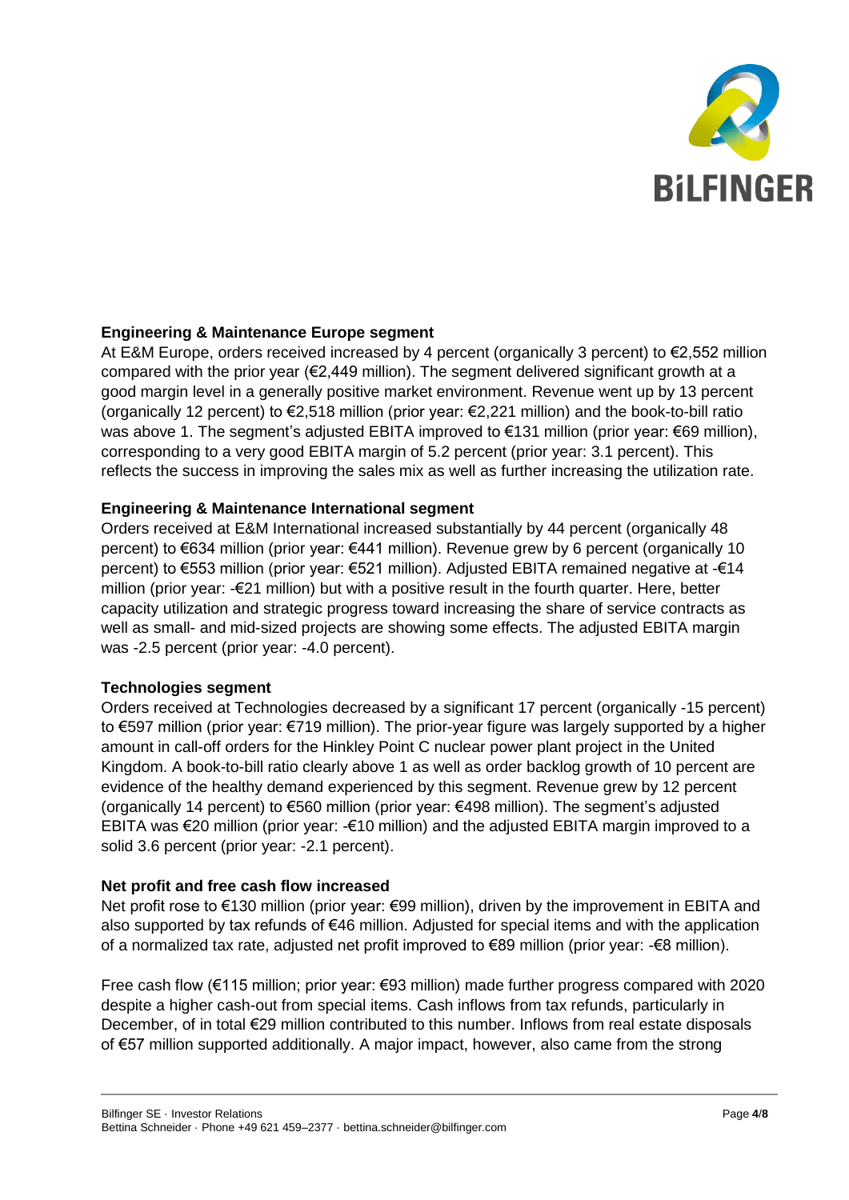**Engineering & Maintenance Europe segment**

At E&M Europe, orders received increased by 4 percent (organically 3 percent) to €2,552 million compared with the prior year (€2,449 million). The segment delivered significant growth at a good margin level in a generally positive market environment. Revenue went up by 13 percent (organically 12 percent) to €2,518 million (prior year: €2,221 million) and the book-to-bill ratio was above 1. The segment's adjusted EBITA improved to €131 million (prior year: €69 million), corresponding to a very good EBITA margin of 5.2 percent (prior year: 3.1 percent). This reflects the success in improving the sales mix as well as further increasing the utilization rate.

**Engineering & Maintenance International segment**

Orders received at E&M International increased substantially by 44 percent (organically 48 percent) to €634 million (prior year: €441 million). Revenue grew by 6 percent (organically 10 percent) to €553 million (prior year: €521 million). Adjusted EBITA remained negative at -€14 million (prior year: -€21 million) but with a positive result in the fourth quarter. Here, better capacity utilization and strategic progress toward increasing the share of service contracts as well as small- and mid-sized projects are showing some effects. The adjusted EBITA margin was -2.5 percent (prior year: -4.0 percent).

**Technologies segment**

Orders received at Technologies decreased by a significant 17 percent (organically -15 percent) to €597 million (prior year: €719 million). The prior-year figure was largely supported by a higher amount in call-off orders for the Hinkley Point C nuclear power plant project in the United Kingdom. A book-to-bill ratio clearly above 1 as well as order backlog growth of 10 percent are evidence of the healthy demand experienced by this segment. Revenue grew by 12 percent (organically 14 percent) to €560 million (prior year: €498 million). The segment's adjusted EBITA was €20 million (prior year: -€10 million) and the adjusted EBITA margin improved to a solid 3.6 percent (prior year: -2.1 percent).

**Net profit and free cash flow increased**

Net profit rose to €130 million (prior year: €99 million), driven by the improvement in EBITA and also supported by tax refunds of €46 million. Adjusted for special items and with the application of a normalized tax rate, adjusted net profit improved to €89 million (prior year: -€8 million).

Free cash flow (€115 million; prior year: €93 million) made further progress compared with 2020 despite a higher cash-out from special items. Cash inflows from tax refunds, particularly in December, of in total €29 million contributed to this number. Inflows from real estate disposals of €57 million supported additionally. A major impact, however, also came from the strong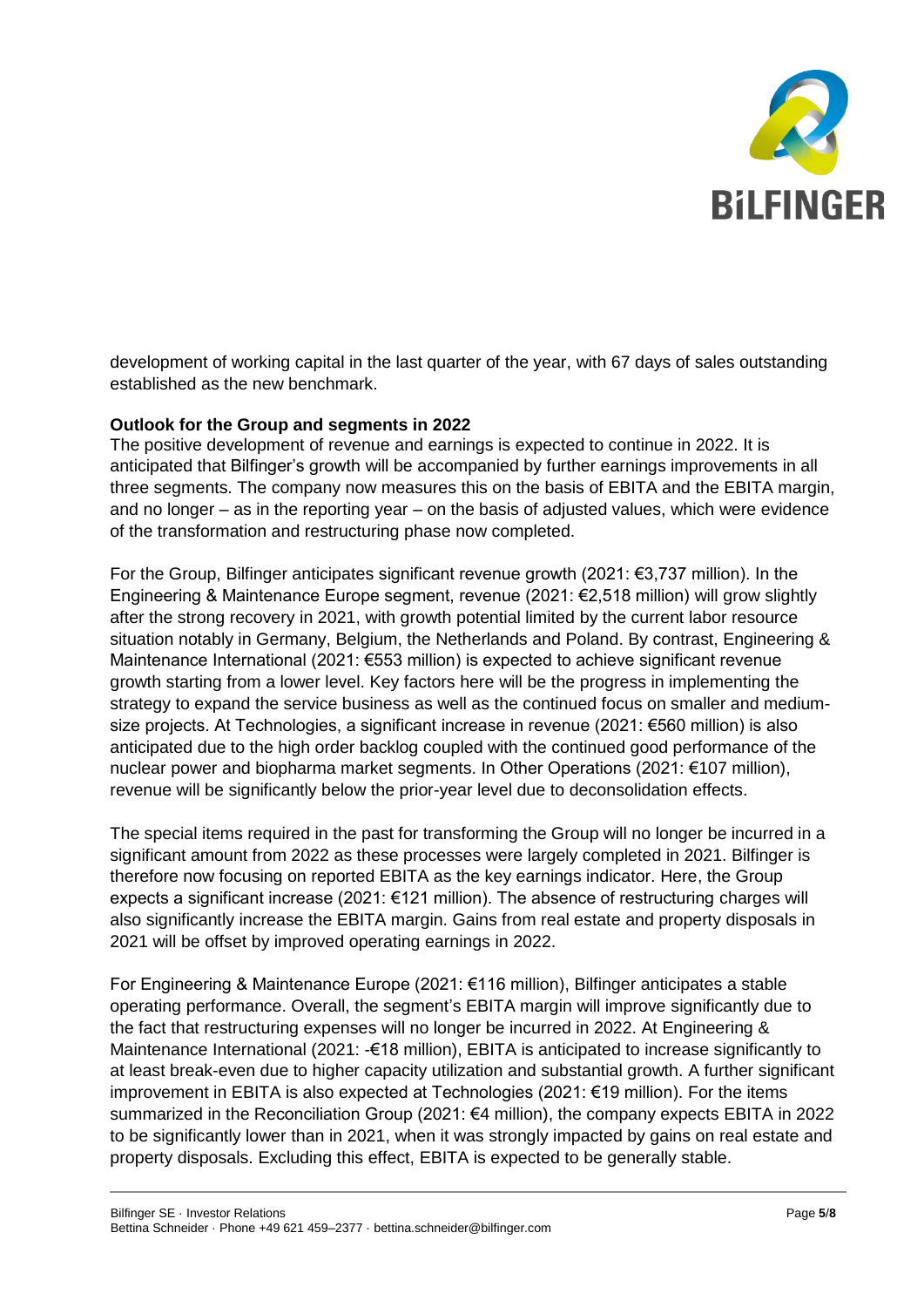development of working capital in the last quarter of the year, with 67 days of sales outstanding established as the new benchmark.

**Outlook for the Group and segments in 2022**

The positive development of revenue and earnings is expected to continue in 2022. It is anticipated that Bilfinger's growth will be accompanied by further earnings improvements in all three segments. The company now measures this on the basis of EBITA and the EBITA margin, and no longer – as in the reporting year – on the basis of adjusted values, which were evidence of the transformation and restructuring phase now completed.

For the Group, Bilfinger anticipates significant revenue growth (2021: €3,737 million). In the Engineering & Maintenance Europe segment, revenue (2021: €2,518 million) will grow slightly after the strong recovery in 2021, with growth potential limited by the current labor resource situation notably in Germany, Belgium, the Netherlands and Poland. By contrast, Engineering & Maintenance International (2021: €553 million) is expected to achieve significant revenue growth starting from a lower level. Key factors here will be the progress in implementing the strategy to expand the service business as well as the continued focus on smaller and medium-size projects. At Technologies, a significant increase in revenue (2021: €560 million) is also anticipated due to the high order backlog coupled with the continued good performance of the nuclear power and biopharma market segments. In Other Operations (2021: €107 million), revenue will be significantly below the prior-year level due to deconsolidation effects.

The special items required in the past for transforming the Group will no longer be incurred in a significant amount from 2022 as these processes were largely completed in 2021. Bilfinger is therefore now focusing on reported EBITA as the key earnings indicator. Here, the Group expects a significant increase (2021: €121 million). The absence of restructuring charges will also significantly increase the EBITA margin. Gains from real estate and property disposals in 2021 will be offset by improved operating earnings in 2022.

For Engineering & Maintenance Europe (2021: €116 million), Bilfinger anticipates a stable operating performance. Overall, the segment's EBITA margin will improve significantly due to the fact that restructuring expenses will no longer be incurred in 2022. At Engineering & Maintenance International (2021: -€18 million), EBITA is anticipated to increase significantly to at least break-even due to higher capacity utilization and substantial growth. A further significant improvement in EBITA is also expected at Technologies (2021: €19 million). For the items summarized in the Reconciliation Group (2021: €4 million), the company expects EBITA in 2022 to be significantly lower than in 2021, when it was strongly impacted by gains on real estate and property disposals. Excluding this effect, EBITA is expected to be generally stable.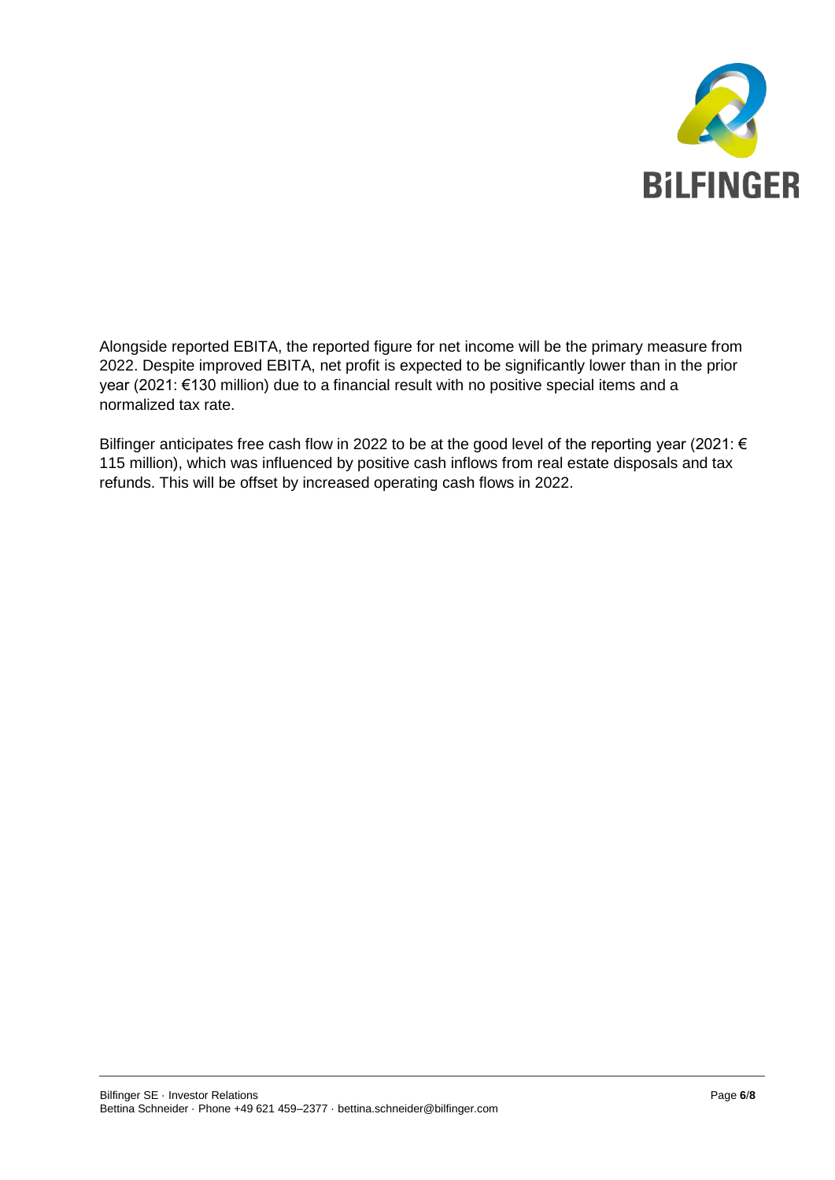Alongside reported EBITA, the reported figure for net income will be the primary measure from 2022. Despite improved EBITA, net profit is expected to be significantly lower than in the prior year (2021: €130 million) due to a financial result with no positive special items and a normalized tax rate.

Bilfinger anticipates free cash flow in 2022 to be at the good level of the reporting year (2021: € 115 million), which was influenced by positive cash inflows from real estate disposals and tax refunds. This will be offset by increased operating cash flows in 2022.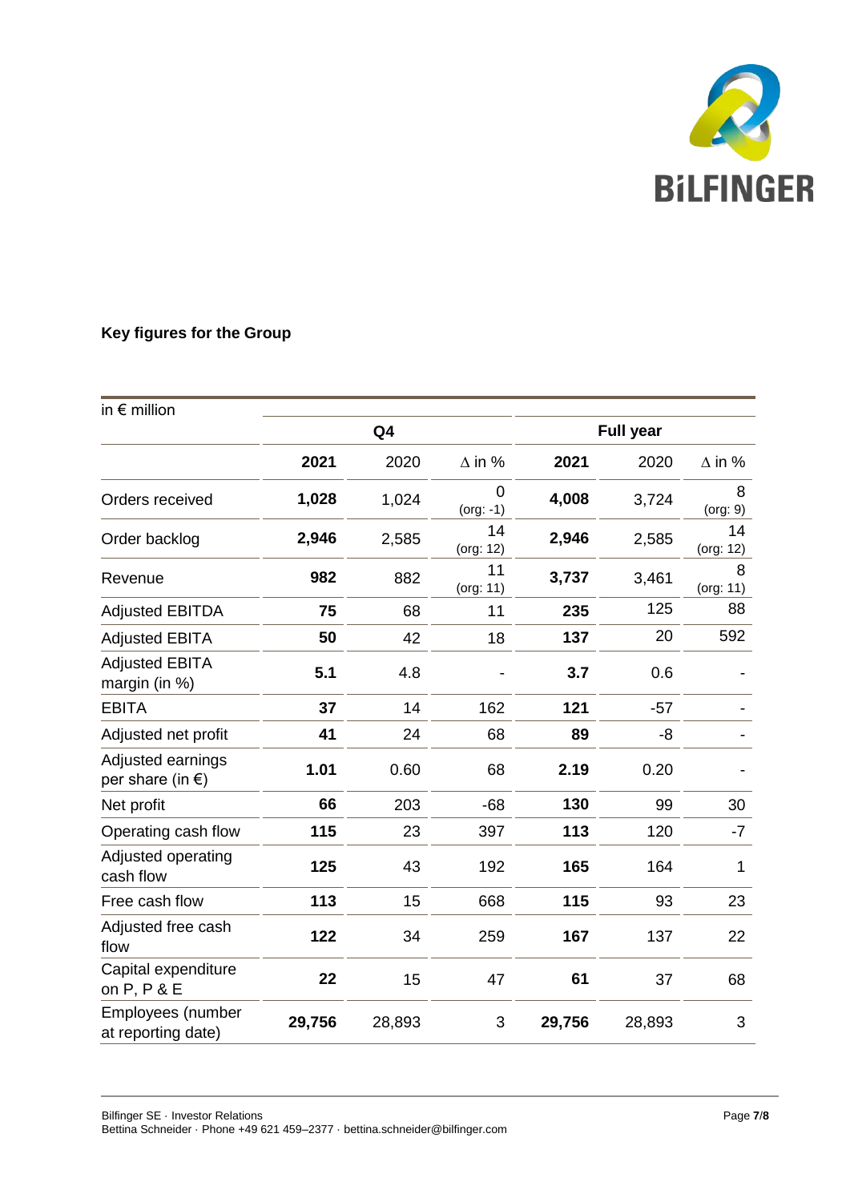### Key figures for the Group

| in € million | Q4 | | | Full year | | |
|---|---|---|---|---|---|---|
| | **2021** | 2020 | ∆ in % | **2021** | 2020 | ∆ in % |
| Orders received | **1,028** | 1,024 | 0 (org: -1) | **4,008** | 3,724 | 8 (org: 9) |
| Order backlog | **2,946** | 2,585 | 14 (org: 12) | **2,946** | 2,585 | 14 (org: 12) |
| Revenue | **982** | 882 | 11 (org: 11) | **3,737** | 3,461 | 8 (org: 11) |
| Adjusted EBITDA | **75** | 68 | 11 | **235** | 125 | 88 |
| Adjusted EBITA | **50** | 42 | 18 | **137** | 20 | 592 |
| Adjusted EBITA margin (in %) | **5.1** | 4.8 | - | **3.7** | 0.6 | - |
| EBITA | **37** | 14 | 162 | **121** | -57 | - |
| Adjusted net profit | **41** | 24 | 68 | **89** | -8 | - |
| Adjusted earnings per share (in €) | **1.01** | 0.60 | 68 | **2.19** | 0.20 | - |
| Net profit | **66** | 203 | -68 | **130** | 99 | 30 |
| Operating cash flow | **115** | 23 | 397 | **113** | 120 | -7 |
| Adjusted operating cash flow | **125** | 43 | 192 | **165** | 164 | 1 |
| Free cash flow | **113** | 15 | 668 | **115** | 93 | 23 |
| Adjusted free cash flow | **122** | 34 | 259 | **167** | 137 | 22 |
| Capital expenditure on P, P & E | **22** | 15 | 47 | **61** | 37 | 68 |
| Employees (number at reporting date) | **29,756** | 28,893 | 3 | **29,756** | 28,893 | 3 |

Bilfinger SE · Investor Relations
Bettina Schneider · Phone +49 621 459–2377 · bettina.schneider@bilfinger.com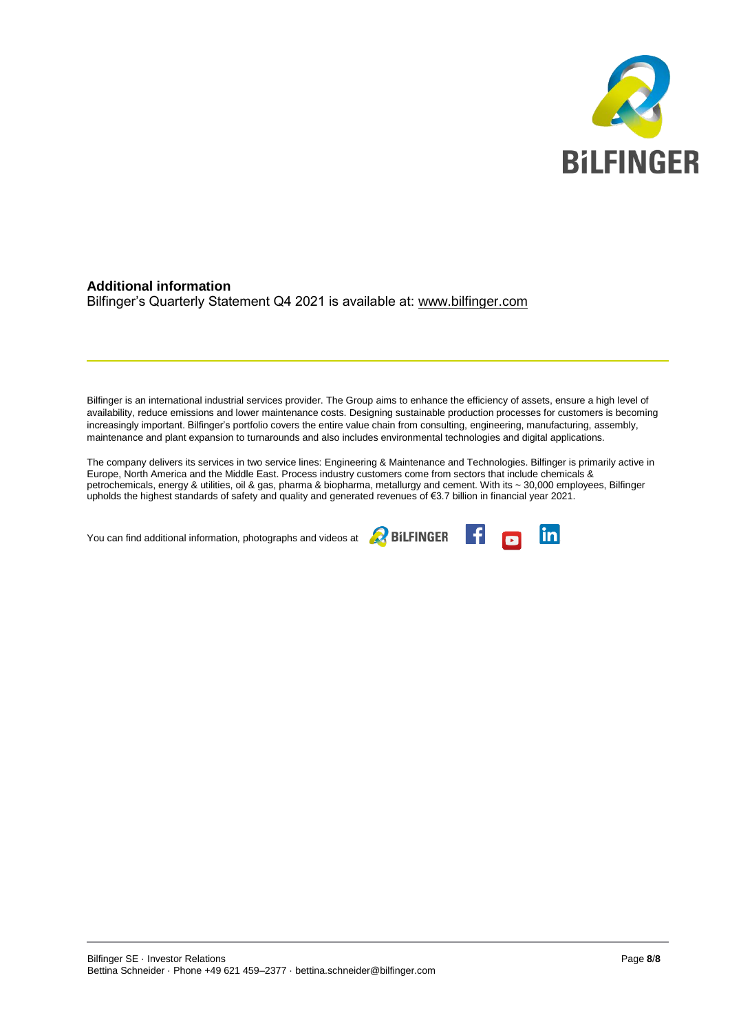## Additional information

Bilfinger's Quarterly Statement Q4 2021 is available at: www.bilfinger.com

---

Bilfinger is an international industrial services provider. The Group aims to enhance the efficiency of assets, ensure a high level of availability, reduce emissions and lower maintenance costs. Designing sustainable production processes for customers is becoming increasingly important. Bilfinger's portfolio covers the entire value chain from consulting, engineering, manufacturing, assembly, maintenance and plant expansion to turnarounds and also includes environmental technologies and digital applications.

The company delivers its services in two service lines: Engineering & Maintenance and Technologies. Bilfinger is primarily active in Europe, North America and the Middle East. Process industry customers come from sectors that include chemicals & petrochemicals, energy & utilities, oil & gas, pharma & biopharma, metallurgy and cement. With its ~ 30,000 employees, Bilfinger upholds the highest standards of safety and quality and generated revenues of €3.7 billion in financial year 2021.

You can find additional information, photographs and videos at BILFINGER

---

Bilfinger SE · Investor Relations
Bettina Schneider · Phone +49 621 459–2377 · bettina.schneider@bilfinger.com